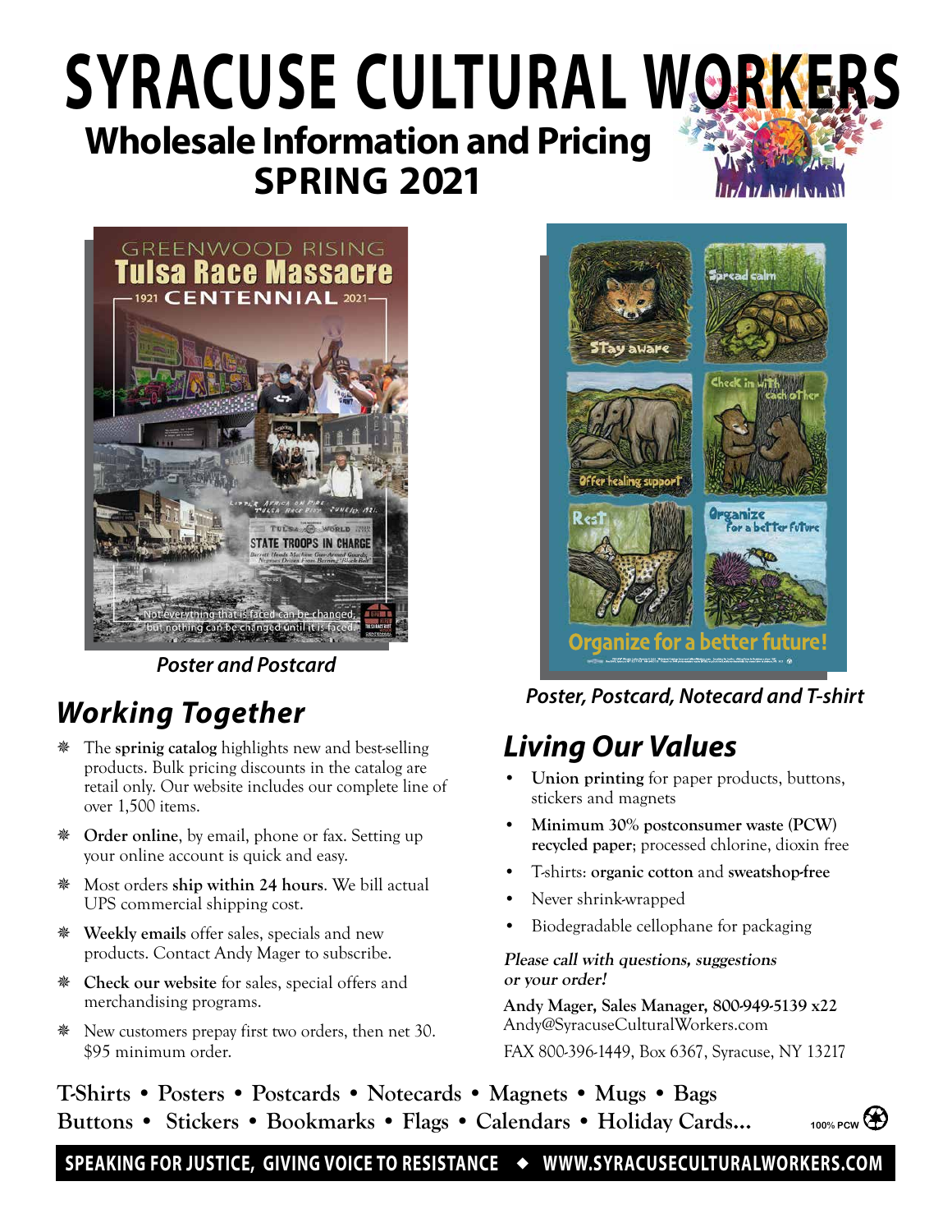# SYRACUSE CULTURAL WORKERS

## Wholesale Information and Pricing
## SPRING 2021

*Poster and Postcard*

*Poster, Postcard, Notecard and T-shirt*

## *Working Together*

- The **sprinig catalog** highlights new and best-selling products. Bulk pricing discounts in the catalog are retail only. Our website includes our complete line of over 1,500 items.
- **Order online**, by email, phone or fax. Setting up your online account is quick and easy.
- Most orders **ship within 24 hours**. We bill actual UPS commercial shipping cost.
- **Weekly emails** offer sales, specials and new products. Contact Andy Mager to subscribe.
- **Check our website** for sales, special offers and merchandising programs.
- New customers prepay first two orders, then net 30. $95 minimum order.

## *Living Our Values*

- **Union printing** for paper products, buttons, stickers and magnets
- **Minimum 30% postconsumer waste (PCW) recycled paper**; processed chlorine, dioxin free
- T-shirts: **organic cotton** and **sweatshop-free**
- Never shrink-wrapped
- Biodegradable cellophane for packaging

***Please call with questions, suggestions or your order!***

**Andy Mager, Sales Manager, 800-949-5139 x22**
Andy@SyracuseCulturalWorkers.com
FAX 800-396-1449, Box 6367, Syracuse, NY 13217

**T-Shirts • Posters • Postcards • Notecards • Magnets • Mugs • Bags**
**Buttons • Stickers • Bookmarks • Flags • Calendars • Holiday Cards...**

100% PCW

**SPEAKING FOR JUSTICE, GIVING VOICE TO RESISTANCE ◆ WWW.SYRACUSECULTURALWORKERS.COM**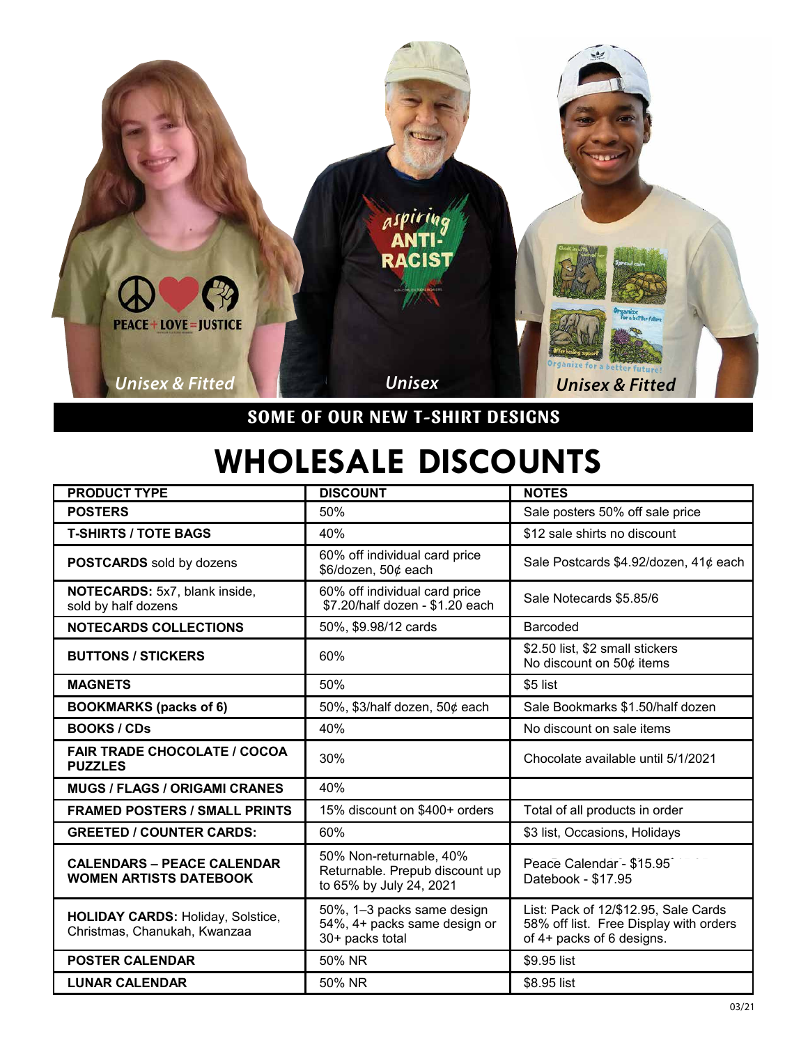*Unisex & Fitted*

*Unisex*

*Unisex & Fitted*

**SOME OF OUR NEW T-SHIRT DESIGNS**

# WHOLESALE DISCOUNTS

| PRODUCT TYPE | DISCOUNT | NOTES |
|---|---|---|
| **POSTERS** | 50% | Sale posters 50% off sale price |
| **T-SHIRTS / TOTE BAGS** | 40% | $12 sale shirts no discount |
| **POSTCARDS** sold by dozens | 60% off individual card price $6/dozen, 50¢ each | Sale Postcards $4.92/dozen, 41¢ each |
| **NOTECARDS:** 5x7, blank inside, sold by half dozens | 60% off individual card price $7.20/half dozen - $1.20 each | Sale Notecards $5.85/6 |
| **NOTECARDS COLLECTIONS** | 50%, $9.98/12 cards | Barcoded |
| **BUTTONS / STICKERS** | 60% | $2.50 list, $2 small stickers No discount on 50¢ items |
| **MAGNETS** | 50% | $5 list |
| **BOOKMARKS (packs of 6)** | 50%, $3/half dozen, 50¢ each | Sale Bookmarks $1.50/half dozen |
| **BOOKS / CDs** | 40% | No discount on sale items |
| **FAIR TRADE CHOCOLATE / COCOA PUZZLES** | 30% | Chocolate available until 5/1/2021 |
| **MUGS / FLAGS / ORIGAMI CRANES** | 40% | |
| **FRAMED POSTERS / SMALL PRINTS** | 15% discount on $400+ orders | Total of all products in order |
| **GREETED / COUNTER CARDS:** | 60% | $3 list, Occasions, Holidays |
| **CALENDARS – PEACE CALENDAR WOMEN ARTISTS DATEBOOK** | 50% Non-returnable, 40% Returnable. Prepub discount up to 65% by July 24, 2021 | Peace Calendar - $15.95 Datebook - $17.95 |
| **HOLIDAY CARDS:** Holiday, Solstice, Christmas, Chanukah, Kwanzaa | 50%, 1–3 packs same design 54%, 4+ packs same design or 30+ packs total | List: Pack of 12/$12.95, Sale Cards 58% off list. Free Display with orders of 4+ packs of 6 designs. |
| **POSTER CALENDAR** | 50% NR | $9.95 list |
| **LUNAR CALENDAR** | 50% NR | $8.95 list |

03/21